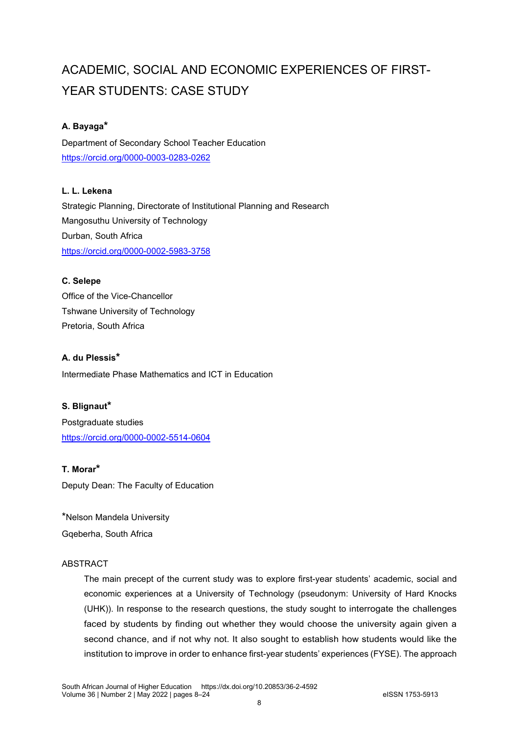# ACADEMIC, SOCIAL AND ECONOMIC EXPERIENCES OF FIRST-YEAR STUDENTS: CASE STUDY

**A. Bayaga***

Department of Secondary School Teacher Education

https://orcid.org/0000-0003-0283-0262

**L. L. Lekena**

Strategic Planning, Directorate of Institutional Planning and Research

Mangosuthu University of Technology

Durban, South Africa

https://orcid.org/0000-0002-5983-3758

**C. Selepe**

Office of the Vice-Chancellor

Tshwane University of Technology

Pretoria, South Africa

**A. du Plessis***

Intermediate Phase Mathematics and ICT in Education

**S. Blignaut***

Postgraduate studies

https://orcid.org/0000-0002-5514-0604

**T. Morar***

Deputy Dean: The Faculty of Education

*Nelson Mandela University

Gqeberha, South Africa

## ABSTRACT

The main precept of the current study was to explore first-year students' academic, social and economic experiences at a University of Technology (pseudonym: University of Hard Knocks (UHK)). In response to the research questions, the study sought to interrogate the challenges faced by students by finding out whether they would choose the university again given a second chance, and if not why not. It also sought to establish how students would like the institution to improve in order to enhance first-year students' experiences (FYSE). The approach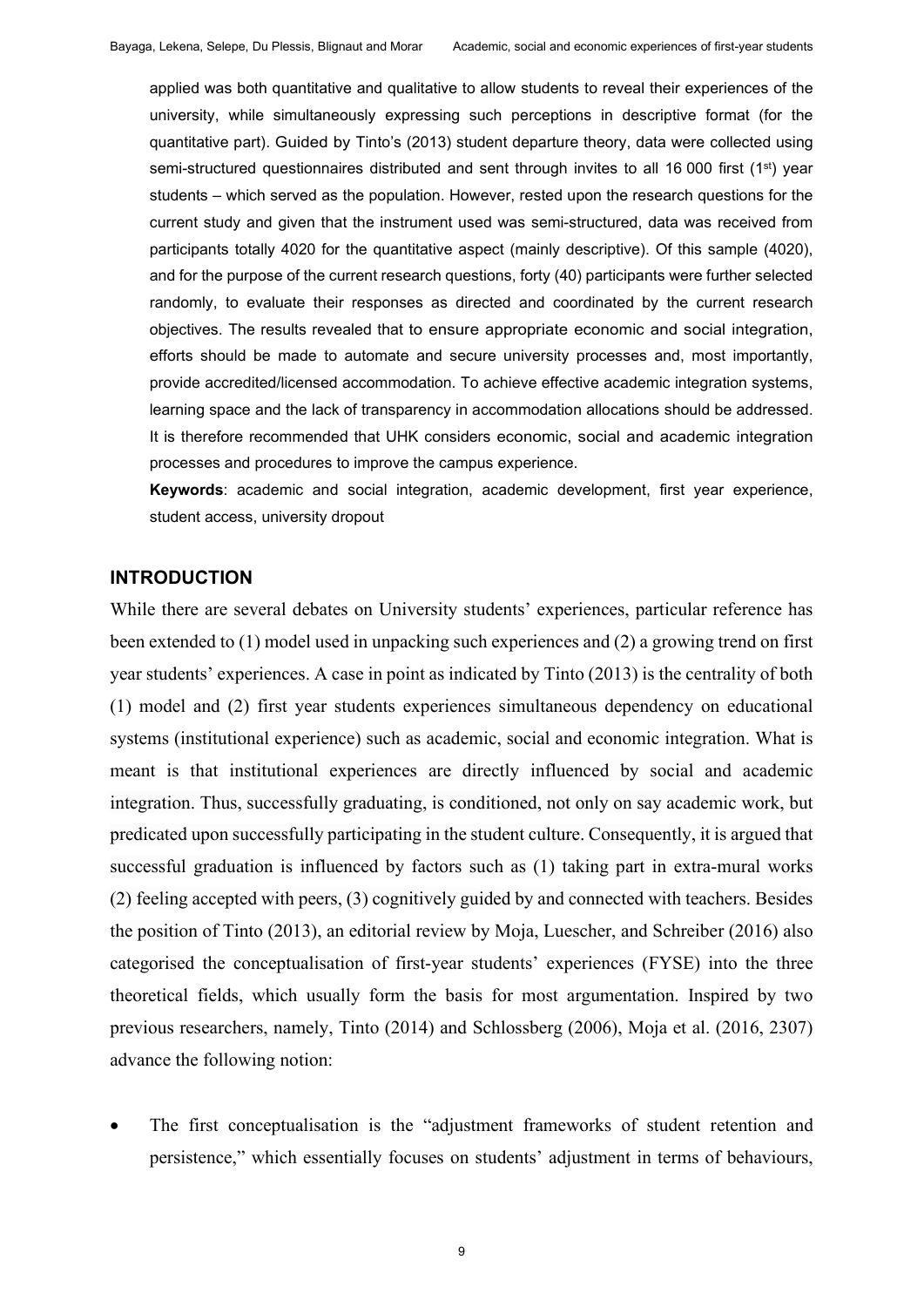applied was both quantitative and qualitative to allow students to reveal their experiences of the university, while simultaneously expressing such perceptions in descriptive format (for the quantitative part). Guided by Tinto's (2013) student departure theory, data were collected using semi-structured questionnaires distributed and sent through invites to all 16 000 first (1st) year students – which served as the population. However, rested upon the research questions for the current study and given that the instrument used was semi-structured, data was received from participants totally 4020 for the quantitative aspect (mainly descriptive). Of this sample (4020), and for the purpose of the current research questions, forty (40) participants were further selected randomly, to evaluate their responses as directed and coordinated by the current research objectives. The results revealed that to ensure appropriate economic and social integration, efforts should be made to automate and secure university processes and, most importantly, provide accredited/licensed accommodation. To achieve effective academic integration systems, learning space and the lack of transparency in accommodation allocations should be addressed. It is therefore recommended that UHK considers economic, social and academic integration processes and procedures to improve the campus experience.

**Keywords**: academic and social integration, academic development, first year experience, student access, university dropout

## INTRODUCTION

While there are several debates on University students' experiences, particular reference has been extended to (1) model used in unpacking such experiences and (2) a growing trend on first year students' experiences. A case in point as indicated by Tinto (2013) is the centrality of both (1) model and (2) first year students experiences simultaneous dependency on educational systems (institutional experience) such as academic, social and economic integration. What is meant is that institutional experiences are directly influenced by social and academic integration. Thus, successfully graduating, is conditioned, not only on say academic work, but predicated upon successfully participating in the student culture. Consequently, it is argued that successful graduation is influenced by factors such as (1) taking part in extra-mural works (2) feeling accepted with peers, (3) cognitively guided by and connected with teachers. Besides the position of Tinto (2013), an editorial review by Moja, Luescher, and Schreiber (2016) also categorised the conceptualisation of first-year students' experiences (FYSE) into the three theoretical fields, which usually form the basis for most argumentation. Inspired by two previous researchers, namely, Tinto (2014) and Schlossberg (2006), Moja et al. (2016, 2307) advance the following notion:

- The first conceptualisation is the "adjustment frameworks of student retention and persistence," which essentially focuses on students' adjustment in terms of behaviours,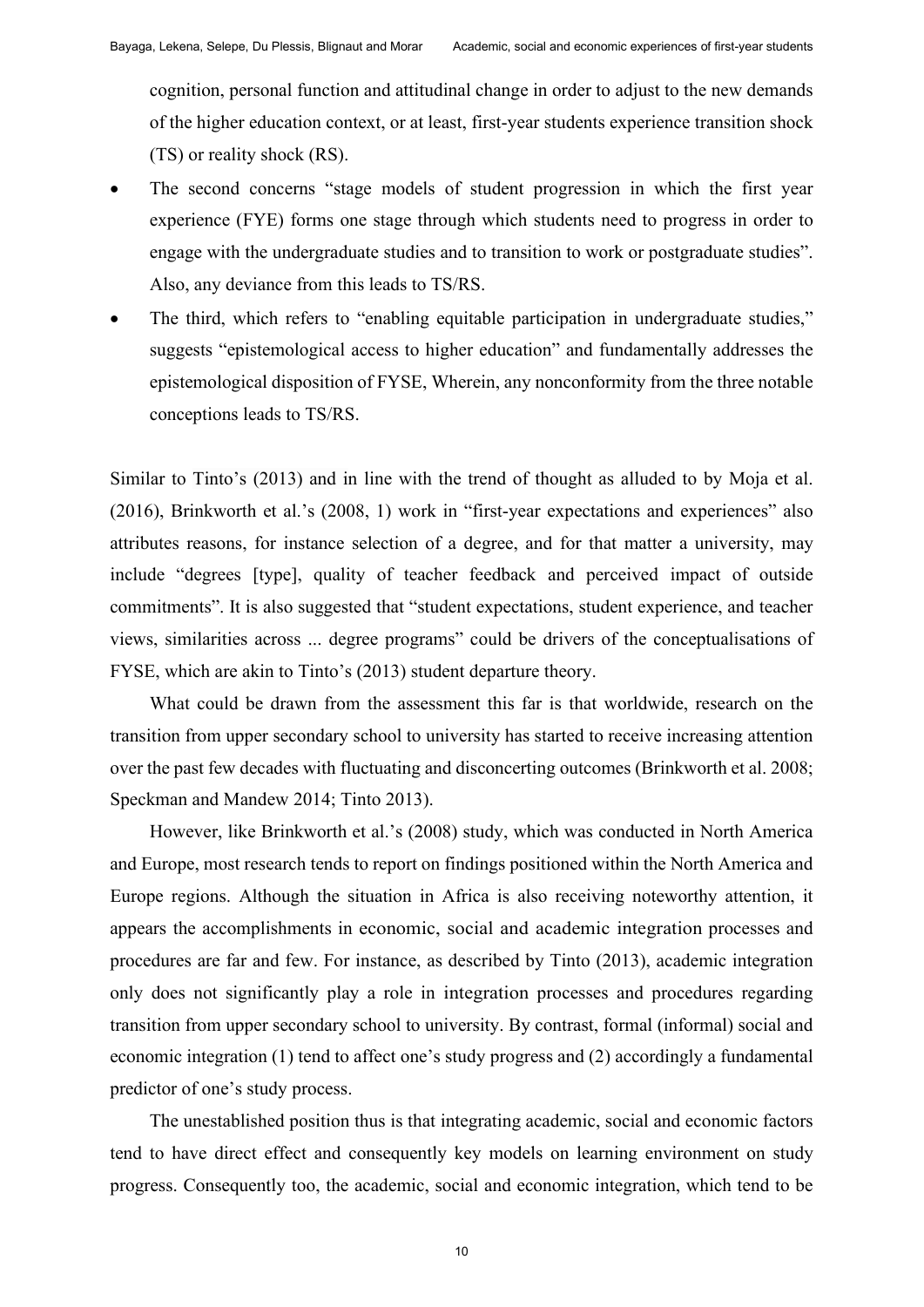cognition, personal function and attitudinal change in order to adjust to the new demands of the higher education context, or at least, first-year students experience transition shock (TS) or reality shock (RS).

- The second concerns "stage models of student progression in which the first year experience (FYE) forms one stage through which students need to progress in order to engage with the undergraduate studies and to transition to work or postgraduate studies". Also, any deviance from this leads to TS/RS.
- The third, which refers to "enabling equitable participation in undergraduate studies," suggests "epistemological access to higher education" and fundamentally addresses the epistemological disposition of FYSE, Wherein, any nonconformity from the three notable conceptions leads to TS/RS.

Similar to Tinto's (2013) and in line with the trend of thought as alluded to by Moja et al. (2016), Brinkworth et al.'s (2008, 1) work in "first-year expectations and experiences" also attributes reasons, for instance selection of a degree, and for that matter a university, may include "degrees [type], quality of teacher feedback and perceived impact of outside commitments". It is also suggested that "student expectations, student experience, and teacher views, similarities across ... degree programs" could be drivers of the conceptualisations of FYSE, which are akin to Tinto's (2013) student departure theory.

What could be drawn from the assessment this far is that worldwide, research on the transition from upper secondary school to university has started to receive increasing attention over the past few decades with fluctuating and disconcerting outcomes (Brinkworth et al. 2008; Speckman and Mandew 2014; Tinto 2013).

However, like Brinkworth et al.'s (2008) study, which was conducted in North America and Europe, most research tends to report on findings positioned within the North America and Europe regions. Although the situation in Africa is also receiving noteworthy attention, it appears the accomplishments in economic, social and academic integration processes and procedures are far and few. For instance, as described by Tinto (2013), academic integration only does not significantly play a role in integration processes and procedures regarding transition from upper secondary school to university. By contrast, formal (informal) social and economic integration (1) tend to affect one's study progress and (2) accordingly a fundamental predictor of one's study process.

The unestablished position thus is that integrating academic, social and economic factors tend to have direct effect and consequently key models on learning environment on study progress. Consequently too, the academic, social and economic integration, which tend to be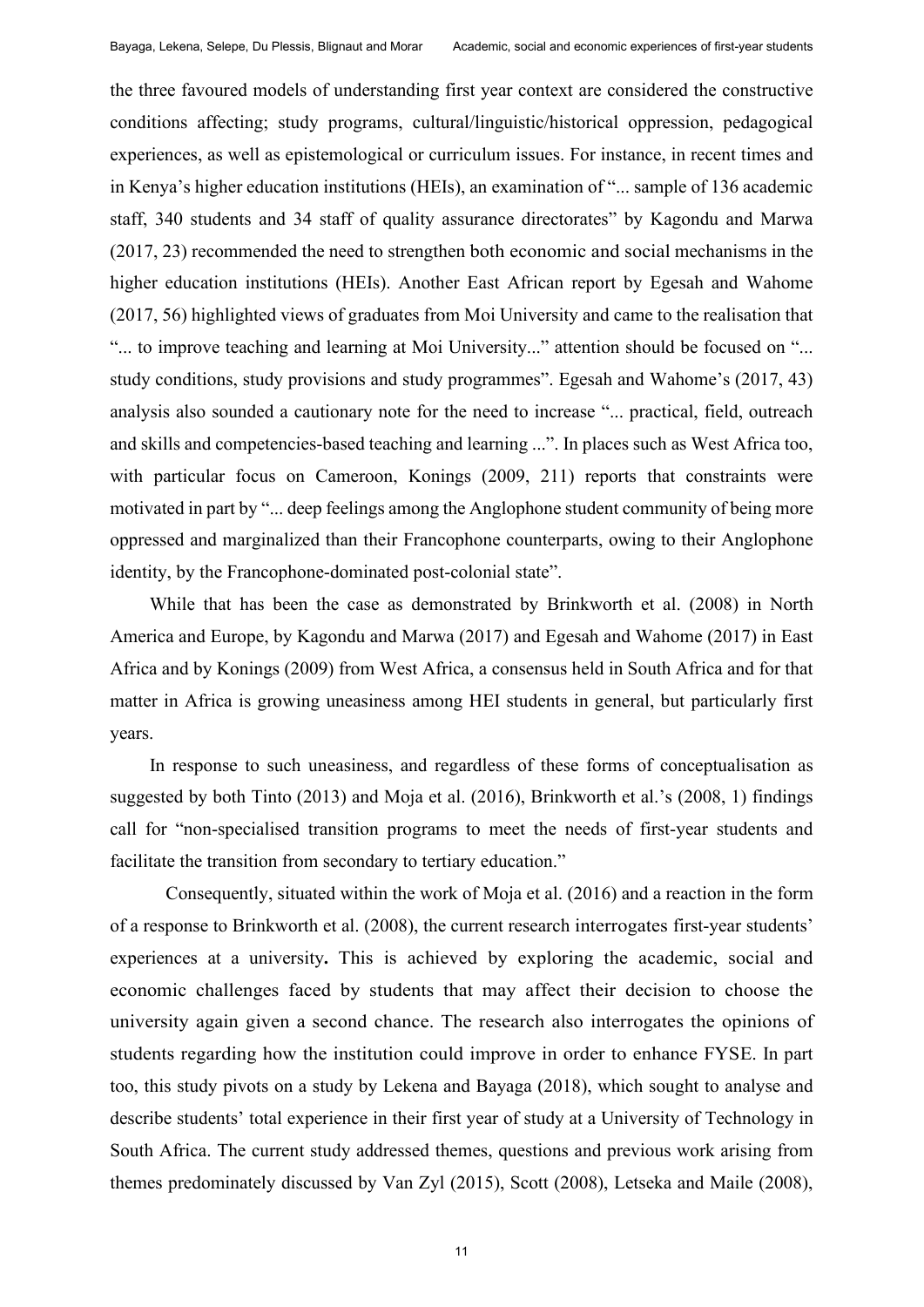the three favoured models of understanding first year context are considered the constructive conditions affecting; study programs, cultural/linguistic/historical oppression, pedagogical experiences, as well as epistemological or curriculum issues. For instance, in recent times and in Kenya's higher education institutions (HEIs), an examination of "... sample of 136 academic staff, 340 students and 34 staff of quality assurance directorates" by Kagondu and Marwa (2017, 23) recommended the need to strengthen both economic and social mechanisms in the higher education institutions (HEIs). Another East African report by Egesah and Wahome (2017, 56) highlighted views of graduates from Moi University and came to the realisation that "... to improve teaching and learning at Moi University..." attention should be focused on "... study conditions, study provisions and study programmes". Egesah and Wahome's (2017, 43) analysis also sounded a cautionary note for the need to increase "... practical, field, outreach and skills and competencies-based teaching and learning ...". In places such as West Africa too, with particular focus on Cameroon, Konings (2009, 211) reports that constraints were motivated in part by "... deep feelings among the Anglophone student community of being more oppressed and marginalized than their Francophone counterparts, owing to their Anglophone identity, by the Francophone-dominated post-colonial state".

While that has been the case as demonstrated by Brinkworth et al. (2008) in North America and Europe, by Kagondu and Marwa (2017) and Egesah and Wahome (2017) in East Africa and by Konings (2009) from West Africa, a consensus held in South Africa and for that matter in Africa is growing uneasiness among HEI students in general, but particularly first years.

In response to such uneasiness, and regardless of these forms of conceptualisation as suggested by both Tinto (2013) and Moja et al. (2016), Brinkworth et al.'s (2008, 1) findings call for "non-specialised transition programs to meet the needs of first-year students and facilitate the transition from secondary to tertiary education."

Consequently, situated within the work of Moja et al. (2016) and a reaction in the form of a response to Brinkworth et al. (2008), the current research interrogates first-year students' experiences at a university**.** This is achieved by exploring the academic, social and economic challenges faced by students that may affect their decision to choose the university again given a second chance. The research also interrogates the opinions of students regarding how the institution could improve in order to enhance FYSE. In part too, this study pivots on a study by Lekena and Bayaga (2018), which sought to analyse and describe students' total experience in their first year of study at a University of Technology in South Africa. The current study addressed themes, questions and previous work arising from themes predominately discussed by Van Zyl (2015), Scott (2008), Letseka and Maile (2008),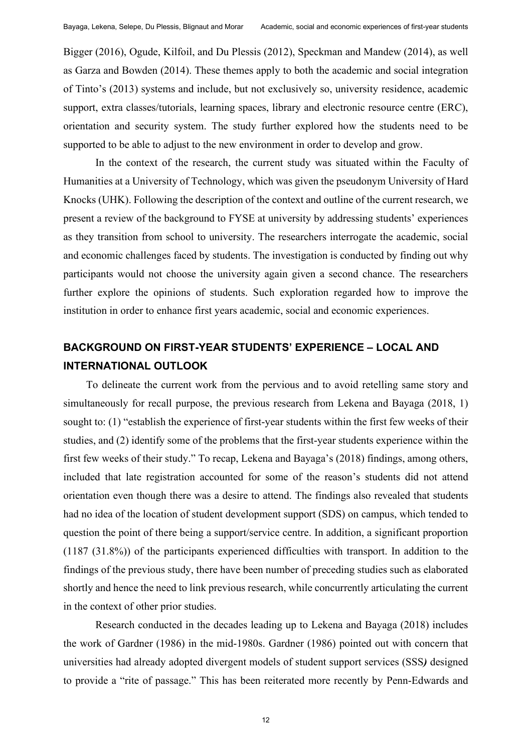Bigger (2016), Ogude, Kilfoil, and Du Plessis (2012), Speckman and Mandew (2014), as well as Garza and Bowden (2014). These themes apply to both the academic and social integration of Tinto's (2013) systems and include, but not exclusively so, university residence, academic support, extra classes/tutorials, learning spaces, library and electronic resource centre (ERC), orientation and security system. The study further explored how the students need to be supported to be able to adjust to the new environment in order to develop and grow.

In the context of the research, the current study was situated within the Faculty of Humanities at a University of Technology, which was given the pseudonym University of Hard Knocks (UHK). Following the description of the context and outline of the current research, we present a review of the background to FYSE at university by addressing students' experiences as they transition from school to university. The researchers interrogate the academic, social and economic challenges faced by students. The investigation is conducted by finding out why participants would not choose the university again given a second chance. The researchers further explore the opinions of students. Such exploration regarded how to improve the institution in order to enhance first years academic, social and economic experiences.

## BACKGROUND ON FIRST-YEAR STUDENTS' EXPERIENCE – LOCAL AND INTERNATIONAL OUTLOOK

To delineate the current work from the pervious and to avoid retelling same story and simultaneously for recall purpose, the previous research from Lekena and Bayaga (2018, 1) sought to: (1) "establish the experience of first-year students within the first few weeks of their studies, and (2) identify some of the problems that the first-year students experience within the first few weeks of their study." To recap, Lekena and Bayaga's (2018) findings, among others, included that late registration accounted for some of the reason's students did not attend orientation even though there was a desire to attend. The findings also revealed that students had no idea of the location of student development support (SDS) on campus, which tended to question the point of there being a support/service centre. In addition, a significant proportion (1187 (31.8%)) of the participants experienced difficulties with transport. In addition to the findings of the previous study, there have been number of preceding studies such as elaborated shortly and hence the need to link previous research, while concurrently articulating the current in the context of other prior studies.

Research conducted in the decades leading up to Lekena and Bayaga (2018) includes the work of Gardner (1986) in the mid-1980s. Gardner (1986) pointed out with concern that universities had already adopted divergent models of student support services (SSS*)* designed to provide a "rite of passage." This has been reiterated more recently by Penn-Edwards and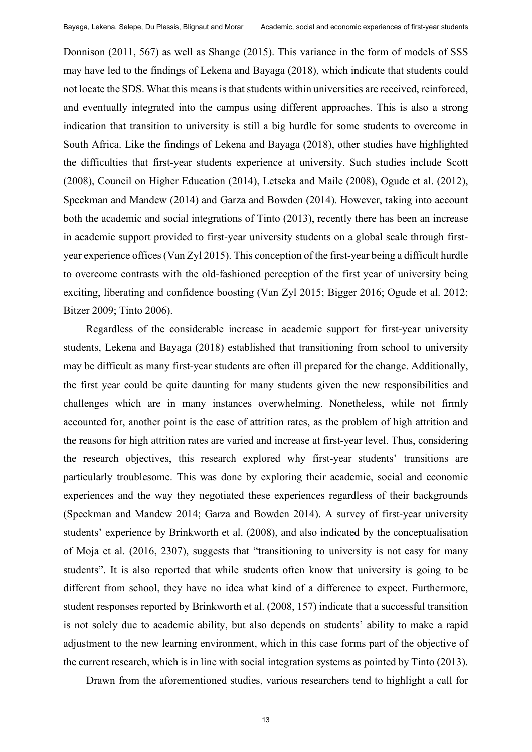Donnison (2011, 567) as well as Shange (2015). This variance in the form of models of SSS may have led to the findings of Lekena and Bayaga (2018), which indicate that students could not locate the SDS. What this means is that students within universities are received, reinforced, and eventually integrated into the campus using different approaches. This is also a strong indication that transition to university is still a big hurdle for some students to overcome in South Africa. Like the findings of Lekena and Bayaga (2018), other studies have highlighted the difficulties that first-year students experience at university. Such studies include Scott (2008), Council on Higher Education (2014), Letseka and Maile (2008), Ogude et al. (2012), Speckman and Mandew (2014) and Garza and Bowden (2014). However, taking into account both the academic and social integrations of Tinto (2013), recently there has been an increase in academic support provided to first-year university students on a global scale through first-year experience offices (Van Zyl 2015). This conception of the first-year being a difficult hurdle to overcome contrasts with the old-fashioned perception of the first year of university being exciting, liberating and confidence boosting (Van Zyl 2015; Bigger 2016; Ogude et al. 2012; Bitzer 2009; Tinto 2006).

Regardless of the considerable increase in academic support for first-year university students, Lekena and Bayaga (2018) established that transitioning from school to university may be difficult as many first-year students are often ill prepared for the change. Additionally, the first year could be quite daunting for many students given the new responsibilities and challenges which are in many instances overwhelming. Nonetheless, while not firmly accounted for, another point is the case of attrition rates, as the problem of high attrition and the reasons for high attrition rates are varied and increase at first-year level. Thus, considering the research objectives, this research explored why first-year students' transitions are particularly troublesome. This was done by exploring their academic, social and economic experiences and the way they negotiated these experiences regardless of their backgrounds (Speckman and Mandew 2014; Garza and Bowden 2014). A survey of first-year university students' experience by Brinkworth et al. (2008), and also indicated by the conceptualisation of Moja et al. (2016, 2307), suggests that "transitioning to university is not easy for many students". It is also reported that while students often know that university is going to be different from school, they have no idea what kind of a difference to expect. Furthermore, student responses reported by Brinkworth et al. (2008, 157) indicate that a successful transition is not solely due to academic ability, but also depends on students' ability to make a rapid adjustment to the new learning environment, which in this case forms part of the objective of the current research, which is in line with social integration systems as pointed by Tinto (2013).

Drawn from the aforementioned studies, various researchers tend to highlight a call for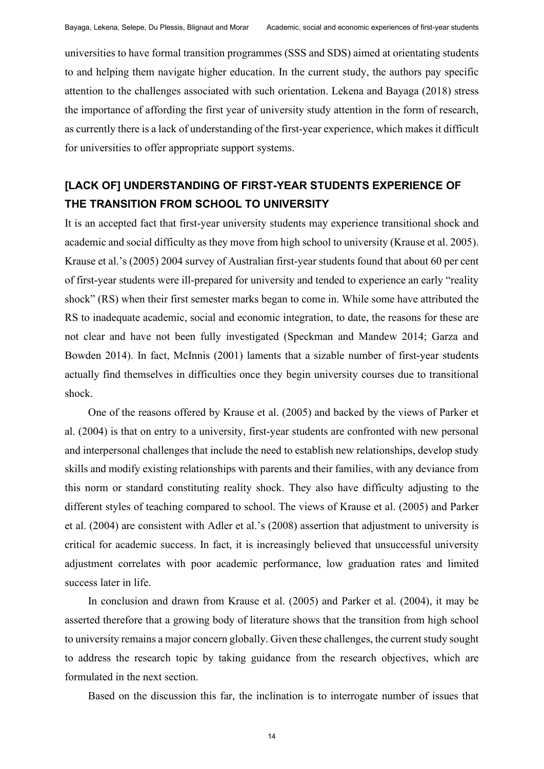universities to have formal transition programmes (SSS and SDS) aimed at orientating students to and helping them navigate higher education. In the current study, the authors pay specific attention to the challenges associated with such orientation. Lekena and Bayaga (2018) stress the importance of affording the first year of university study attention in the form of research, as currently there is a lack of understanding of the first-year experience, which makes it difficult for universities to offer appropriate support systems.

## [LACK OF] UNDERSTANDING OF FIRST-YEAR STUDENTS EXPERIENCE OF THE TRANSITION FROM SCHOOL TO UNIVERSITY

It is an accepted fact that first-year university students may experience transitional shock and academic and social difficulty as they move from high school to university (Krause et al. 2005). Krause et al.'s (2005) 2004 survey of Australian first-year students found that about 60 per cent of first-year students were ill-prepared for university and tended to experience an early "reality shock" (RS) when their first semester marks began to come in. While some have attributed the RS to inadequate academic, social and economic integration, to date, the reasons for these are not clear and have not been fully investigated (Speckman and Mandew 2014; Garza and Bowden 2014). In fact, McInnis (2001) laments that a sizable number of first-year students actually find themselves in difficulties once they begin university courses due to transitional shock.

One of the reasons offered by Krause et al. (2005) and backed by the views of Parker et al. (2004) is that on entry to a university, first-year students are confronted with new personal and interpersonal challenges that include the need to establish new relationships, develop study skills and modify existing relationships with parents and their families, with any deviance from this norm or standard constituting reality shock. They also have difficulty adjusting to the different styles of teaching compared to school. The views of Krause et al. (2005) and Parker et al. (2004) are consistent with Adler et al.'s (2008) assertion that adjustment to university is critical for academic success. In fact, it is increasingly believed that unsuccessful university adjustment correlates with poor academic performance, low graduation rates and limited success later in life.

In conclusion and drawn from Krause et al. (2005) and Parker et al. (2004), it may be asserted therefore that a growing body of literature shows that the transition from high school to university remains a major concern globally. Given these challenges, the current study sought to address the research topic by taking guidance from the research objectives, which are formulated in the next section.

Based on the discussion this far, the inclination is to interrogate number of issues that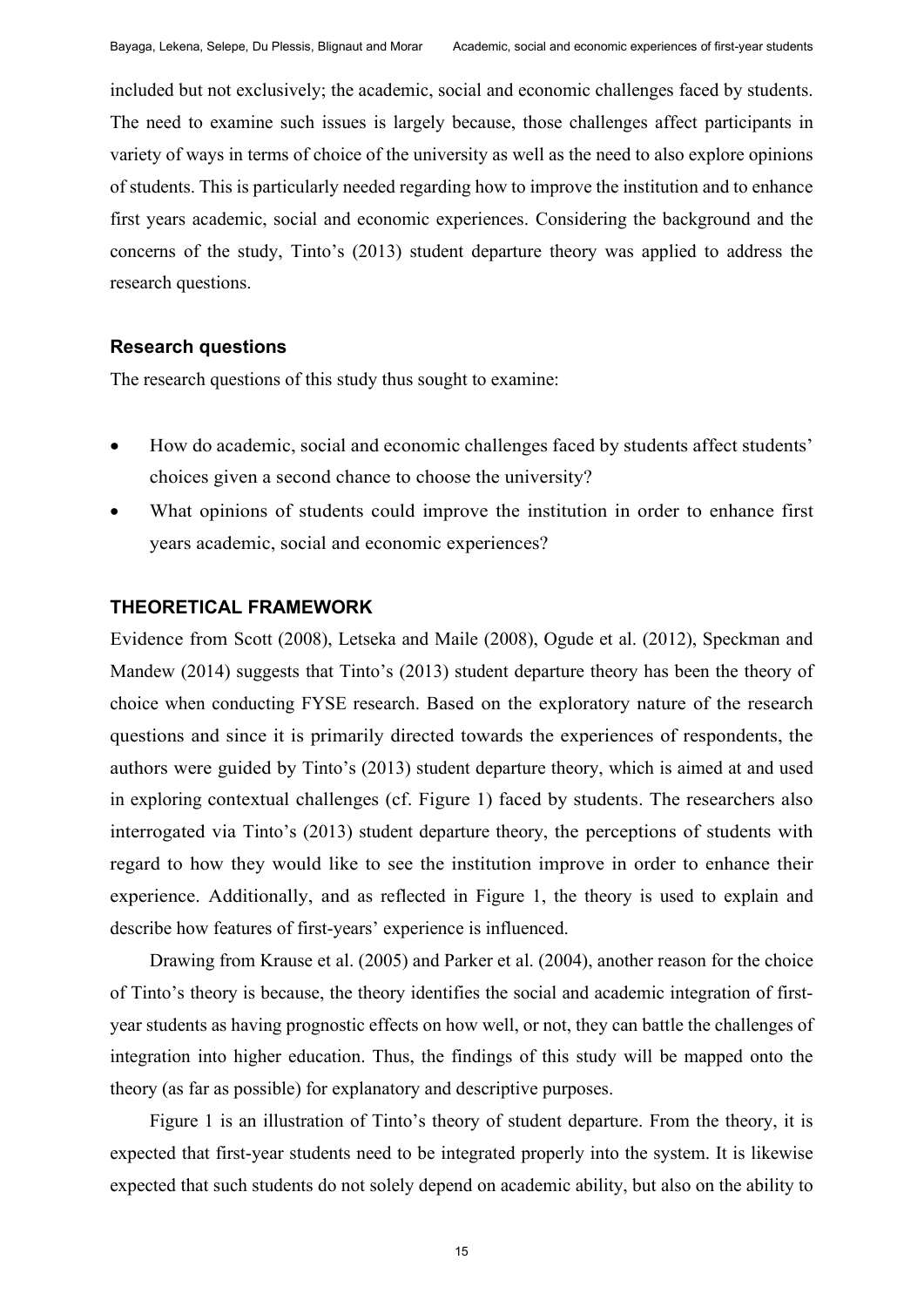included but not exclusively; the academic, social and economic challenges faced by students. The need to examine such issues is largely because, those challenges affect participants in variety of ways in terms of choice of the university as well as the need to also explore opinions of students. This is particularly needed regarding how to improve the institution and to enhance first years academic, social and economic experiences. Considering the background and the concerns of the study, Tinto's (2013) student departure theory was applied to address the research questions.

### Research questions

The research questions of this study thus sought to examine:

- How do academic, social and economic challenges faced by students affect students' choices given a second chance to choose the university?
- What opinions of students could improve the institution in order to enhance first years academic, social and economic experiences?

## THEORETICAL FRAMEWORK

Evidence from Scott (2008), Letseka and Maile (2008), Ogude et al. (2012), Speckman and Mandew (2014) suggests that Tinto's (2013) student departure theory has been the theory of choice when conducting FYSE research. Based on the exploratory nature of the research questions and since it is primarily directed towards the experiences of respondents, the authors were guided by Tinto's (2013) student departure theory, which is aimed at and used in exploring contextual challenges (cf. Figure 1) faced by students. The researchers also interrogated via Tinto's (2013) student departure theory, the perceptions of students with regard to how they would like to see the institution improve in order to enhance their experience. Additionally, and as reflected in Figure 1, the theory is used to explain and describe how features of first-years' experience is influenced.

Drawing from Krause et al. (2005) and Parker et al. (2004), another reason for the choice of Tinto's theory is because, the theory identifies the social and academic integration of first-year students as having prognostic effects on how well, or not, they can battle the challenges of integration into higher education. Thus, the findings of this study will be mapped onto the theory (as far as possible) for explanatory and descriptive purposes.

Figure 1 is an illustration of Tinto's theory of student departure. From the theory, it is expected that first-year students need to be integrated properly into the system. It is likewise expected that such students do not solely depend on academic ability, but also on the ability to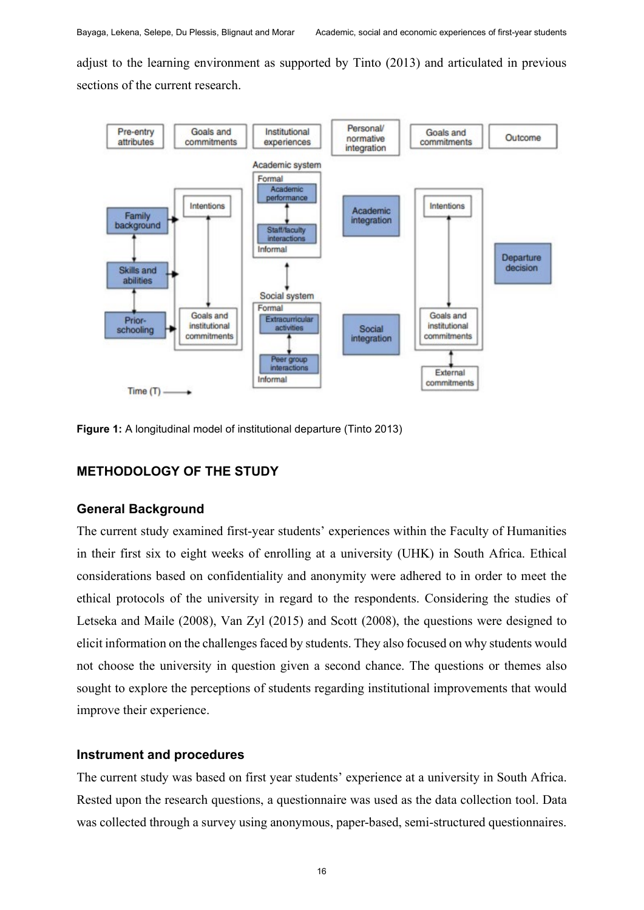adjust to the learning environment as supported by Tinto (2013) and articulated in previous sections of the current research.

**Figure 1:** A longitudinal model of institutional departure (Tinto 2013)

## METHODOLOGY OF THE STUDY

### General Background

The current study examined first-year students' experiences within the Faculty of Humanities in their first six to eight weeks of enrolling at a university (UHK) in South Africa. Ethical considerations based on confidentiality and anonymity were adhered to in order to meet the ethical protocols of the university in regard to the respondents. Considering the studies of Letseka and Maile (2008), Van Zyl (2015) and Scott (2008), the questions were designed to elicit information on the challenges faced by students. They also focused on why students would not choose the university in question given a second chance. The questions or themes also sought to explore the perceptions of students regarding institutional improvements that would improve their experience.

### Instrument and procedures

The current study was based on first year students' experience at a university in South Africa. Rested upon the research questions, a questionnaire was used as the data collection tool. Data was collected through a survey using anonymous, paper-based, semi-structured questionnaires.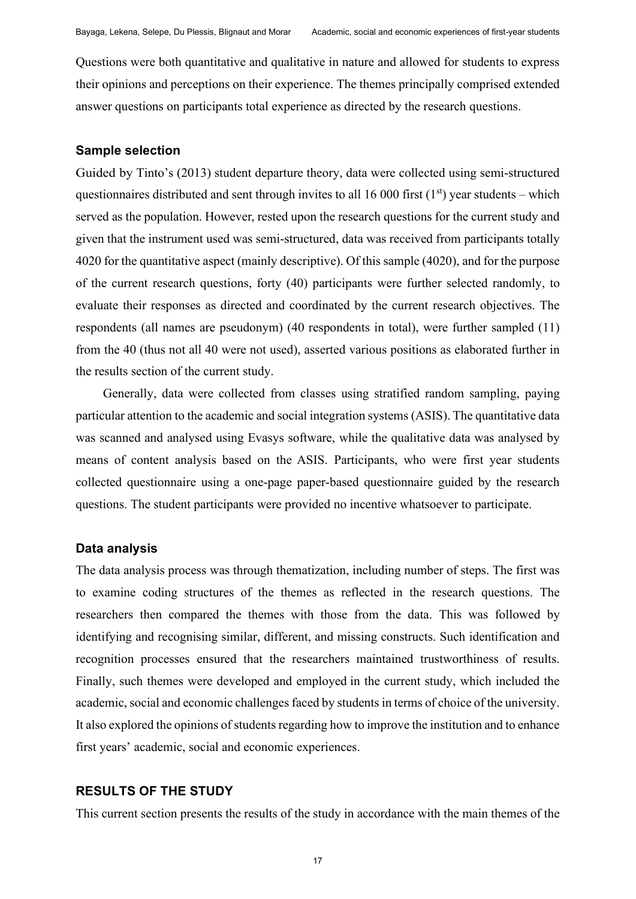Questions were both quantitative and qualitative in nature and allowed for students to express their opinions and perceptions on their experience. The themes principally comprised extended answer questions on participants total experience as directed by the research questions.

### Sample selection

Guided by Tinto's (2013) student departure theory, data were collected using semi-structured questionnaires distributed and sent through invites to all 16 000 first (1st) year students – which served as the population. However, rested upon the research questions for the current study and given that the instrument used was semi-structured, data was received from participants totally 4020 for the quantitative aspect (mainly descriptive). Of this sample (4020), and for the purpose of the current research questions, forty (40) participants were further selected randomly, to evaluate their responses as directed and coordinated by the current research objectives. The respondents (all names are pseudonym) (40 respondents in total), were further sampled (11) from the 40 (thus not all 40 were not used), asserted various positions as elaborated further in the results section of the current study.

Generally, data were collected from classes using stratified random sampling, paying particular attention to the academic and social integration systems (ASIS). The quantitative data was scanned and analysed using Evasys software, while the qualitative data was analysed by means of content analysis based on the ASIS. Participants, who were first year students collected questionnaire using a one-page paper-based questionnaire guided by the research questions. The student participants were provided no incentive whatsoever to participate.

### Data analysis

The data analysis process was through thematization, including number of steps. The first was to examine coding structures of the themes as reflected in the research questions. The researchers then compared the themes with those from the data. This was followed by identifying and recognising similar, different, and missing constructs. Such identification and recognition processes ensured that the researchers maintained trustworthiness of results. Finally, such themes were developed and employed in the current study, which included the academic, social and economic challenges faced by students in terms of choice of the university. It also explored the opinions of students regarding how to improve the institution and to enhance first years' academic, social and economic experiences.

## RESULTS OF THE STUDY

This current section presents the results of the study in accordance with the main themes of the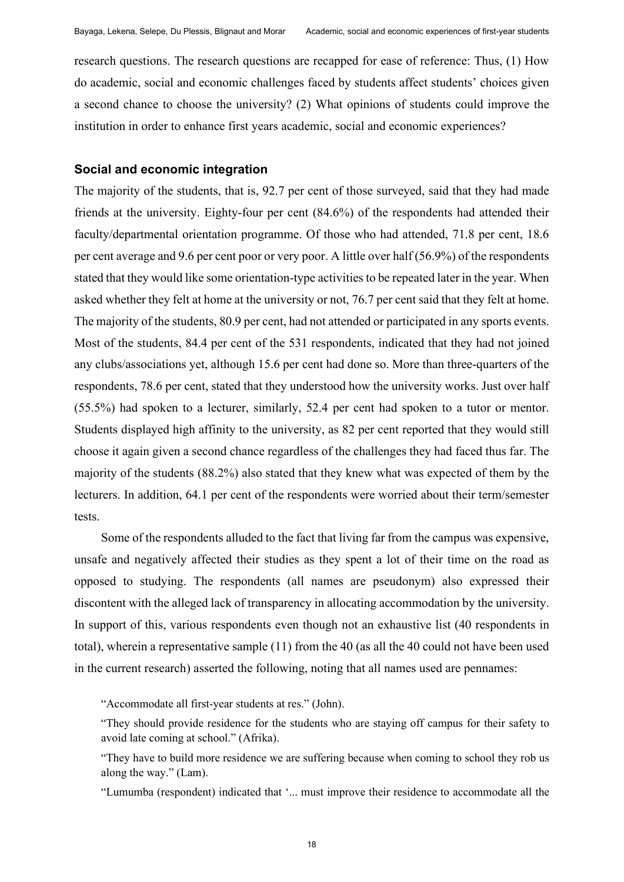research questions. The research questions are recapped for ease of reference: Thus, (1) How do academic, social and economic challenges faced by students affect students' choices given a second chance to choose the university? (2) What opinions of students could improve the institution in order to enhance first years academic, social and economic experiences?

### Social and economic integration

The majority of the students, that is, 92.7 per cent of those surveyed, said that they had made friends at the university. Eighty-four per cent (84.6%) of the respondents had attended their faculty/departmental orientation programme. Of those who had attended, 71.8 per cent, 18.6 per cent average and 9.6 per cent poor or very poor. A little over half (56.9%) of the respondents stated that they would like some orientation-type activities to be repeated later in the year. When asked whether they felt at home at the university or not, 76.7 per cent said that they felt at home. The majority of the students, 80.9 per cent, had not attended or participated in any sports events. Most of the students, 84.4 per cent of the 531 respondents, indicated that they had not joined any clubs/associations yet, although 15.6 per cent had done so. More than three-quarters of the respondents, 78.6 per cent, stated that they understood how the university works. Just over half (55.5%) had spoken to a lecturer, similarly, 52.4 per cent had spoken to a tutor or mentor. Students displayed high affinity to the university, as 82 per cent reported that they would still choose it again given a second chance regardless of the challenges they had faced thus far. The majority of the students (88.2%) also stated that they knew what was expected of them by the lecturers. In addition, 64.1 per cent of the respondents were worried about their term/semester tests.

Some of the respondents alluded to the fact that living far from the campus was expensive, unsafe and negatively affected their studies as they spent a lot of their time on the road as opposed to studying. The respondents (all names are pseudonym) also expressed their discontent with the alleged lack of transparency in allocating accommodation by the university. In support of this, various respondents even though not an exhaustive list (40 respondents in total), wherein a representative sample (11) from the 40 (as all the 40 could not have been used in the current research) asserted the following, noting that all names used are pennames:

> "Accommodate all first-year students at res." (John).
>
> "They should provide residence for the students who are staying off campus for their safety to avoid late coming at school." (Afrika).
>
> "They have to build more residence we are suffering because when coming to school they rob us along the way." (Lam).
>
> "Lumumba (respondent) indicated that '... must improve their residence to accommodate all the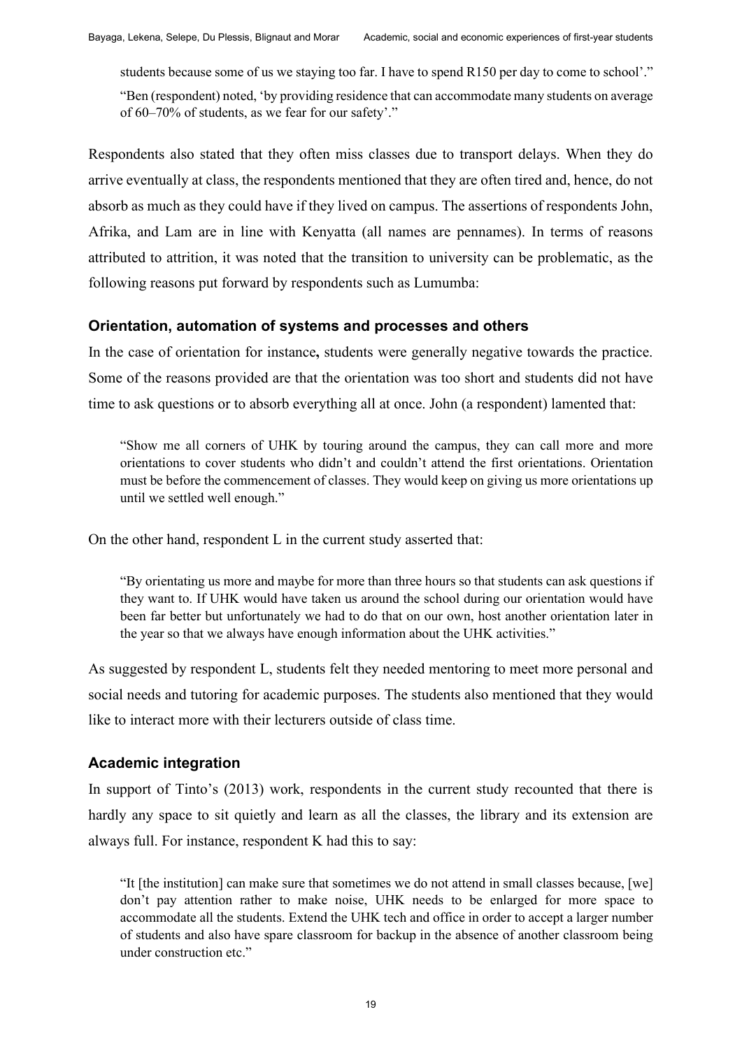> students because some of us we staying too far. I have to spend R150 per day to come to school'."
>
> "Ben (respondent) noted, 'by providing residence that can accommodate many students on average of 60–70% of students, as we fear for our safety'."

Respondents also stated that they often miss classes due to transport delays. When they do arrive eventually at class, the respondents mentioned that they are often tired and, hence, do not absorb as much as they could have if they lived on campus. The assertions of respondents John, Afrika, and Lam are in line with Kenyatta (all names are pennames). In terms of reasons attributed to attrition, it was noted that the transition to university can be problematic, as the following reasons put forward by respondents such as Lumumba:

### Orientation, automation of systems and processes and others

In the case of orientation for instance**,** students were generally negative towards the practice. Some of the reasons provided are that the orientation was too short and students did not have time to ask questions or to absorb everything all at once. John (a respondent) lamented that:

> "Show me all corners of UHK by touring around the campus, they can call more and more orientations to cover students who didn't and couldn't attend the first orientations. Orientation must be before the commencement of classes. They would keep on giving us more orientations up until we settled well enough."

On the other hand, respondent L in the current study asserted that:

> "By orientating us more and maybe for more than three hours so that students can ask questions if they want to. If UHK would have taken us around the school during our orientation would have been far better but unfortunately we had to do that on our own, host another orientation later in the year so that we always have enough information about the UHK activities."

As suggested by respondent L, students felt they needed mentoring to meet more personal and social needs and tutoring for academic purposes. The students also mentioned that they would like to interact more with their lecturers outside of class time.

### Academic integration

In support of Tinto's (2013) work, respondents in the current study recounted that there is hardly any space to sit quietly and learn as all the classes, the library and its extension are always full. For instance, respondent K had this to say:

> "It [the institution] can make sure that sometimes we do not attend in small classes because, [we] don't pay attention rather to make noise, UHK needs to be enlarged for more space to accommodate all the students. Extend the UHK tech and office in order to accept a larger number of students and also have spare classroom for backup in the absence of another classroom being under construction etc."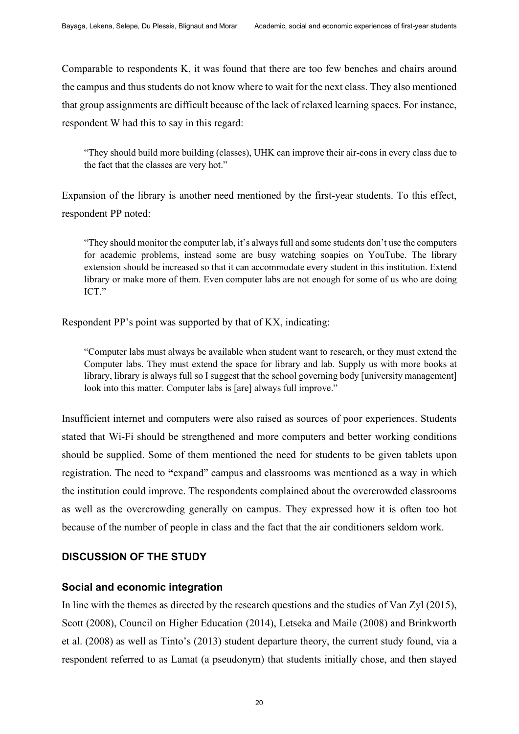Comparable to respondents K, it was found that there are too few benches and chairs around the campus and thus students do not know where to wait for the next class. They also mentioned that group assignments are difficult because of the lack of relaxed learning spaces. For instance, respondent W had this to say in this regard:

> "They should build more building (classes), UHK can improve their air-cons in every class due to the fact that the classes are very hot."

Expansion of the library is another need mentioned by the first-year students. To this effect, respondent PP noted:

> "They should monitor the computer lab, it's always full and some students don't use the computers for academic problems, instead some are busy watching soapies on YouTube. The library extension should be increased so that it can accommodate every student in this institution. Extend library or make more of them. Even computer labs are not enough for some of us who are doing ICT."

Respondent PP's point was supported by that of KX, indicating:

> "Computer labs must always be available when student want to research, or they must extend the Computer labs. They must extend the space for library and lab. Supply us with more books at library, library is always full so I suggest that the school governing body [university management] look into this matter. Computer labs is [are] always full improve."

Insufficient internet and computers were also raised as sources of poor experiences. Students stated that Wi-Fi should be strengthened and more computers and better working conditions should be supplied. Some of them mentioned the need for students to be given tablets upon registration. The need to **"**expand" campus and classrooms was mentioned as a way in which the institution could improve. The respondents complained about the overcrowded classrooms as well as the overcrowding generally on campus. They expressed how it is often too hot because of the number of people in class and the fact that the air conditioners seldom work.

## DISCUSSION OF THE STUDY

### Social and economic integration

In line with the themes as directed by the research questions and the studies of Van Zyl (2015), Scott (2008), Council on Higher Education (2014), Letseka and Maile (2008) and Brinkworth et al. (2008) as well as Tinto's (2013) student departure theory, the current study found, via a respondent referred to as Lamat (a pseudonym) that students initially chose, and then stayed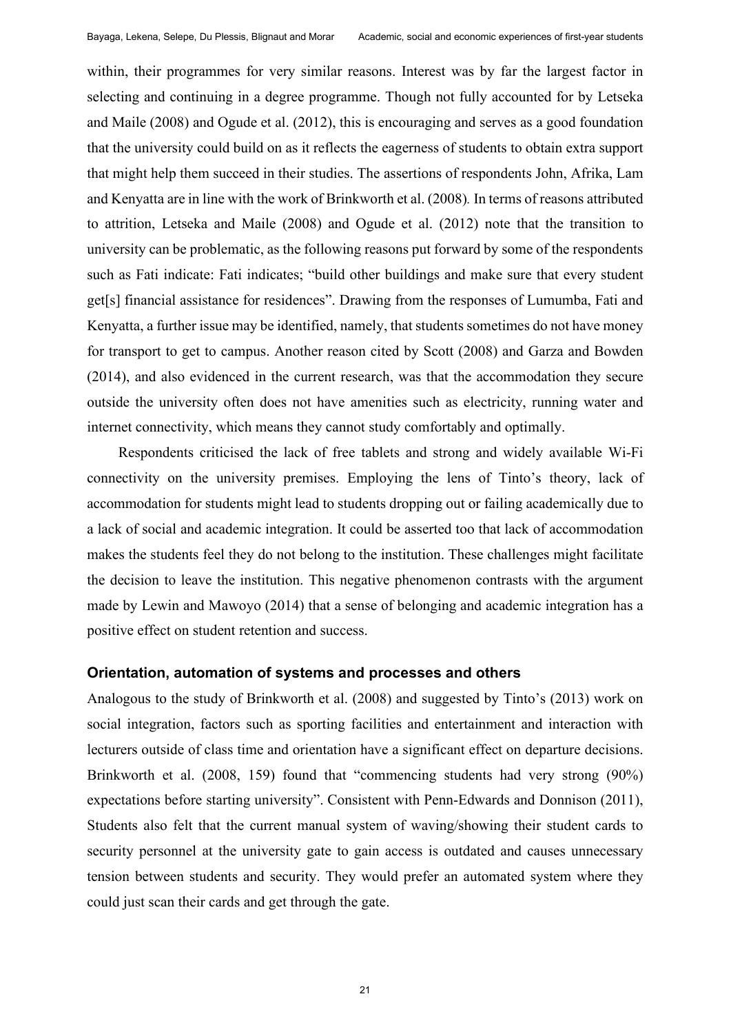within, their programmes for very similar reasons. Interest was by far the largest factor in selecting and continuing in a degree programme. Though not fully accounted for by Letseka and Maile (2008) and Ogude et al. (2012), this is encouraging and serves as a good foundation that the university could build on as it reflects the eagerness of students to obtain extra support that might help them succeed in their studies. The assertions of respondents John, Afrika, Lam and Kenyatta are in line with the work of Brinkworth et al. (2008). In terms of reasons attributed to attrition, Letseka and Maile (2008) and Ogude et al. (2012) note that the transition to university can be problematic, as the following reasons put forward by some of the respondents such as Fati indicate: Fati indicates; "build other buildings and make sure that every student get[s] financial assistance for residences". Drawing from the responses of Lumumba, Fati and Kenyatta, a further issue may be identified, namely, that students sometimes do not have money for transport to get to campus. Another reason cited by Scott (2008) and Garza and Bowden (2014), and also evidenced in the current research, was that the accommodation they secure outside the university often does not have amenities such as electricity, running water and internet connectivity, which means they cannot study comfortably and optimally.

Respondents criticised the lack of free tablets and strong and widely available Wi-Fi connectivity on the university premises. Employing the lens of Tinto's theory, lack of accommodation for students might lead to students dropping out or failing academically due to a lack of social and academic integration. It could be asserted too that lack of accommodation makes the students feel they do not belong to the institution. These challenges might facilitate the decision to leave the institution. This negative phenomenon contrasts with the argument made by Lewin and Mawoyo (2014) that a sense of belonging and academic integration has a positive effect on student retention and success.

### Orientation, automation of systems and processes and others

Analogous to the study of Brinkworth et al. (2008) and suggested by Tinto's (2013) work on social integration, factors such as sporting facilities and entertainment and interaction with lecturers outside of class time and orientation have a significant effect on departure decisions. Brinkworth et al. (2008, 159) found that "commencing students had very strong (90%) expectations before starting university". Consistent with Penn-Edwards and Donnison (2011), Students also felt that the current manual system of waving/showing their student cards to security personnel at the university gate to gain access is outdated and causes unnecessary tension between students and security. They would prefer an automated system where they could just scan their cards and get through the gate.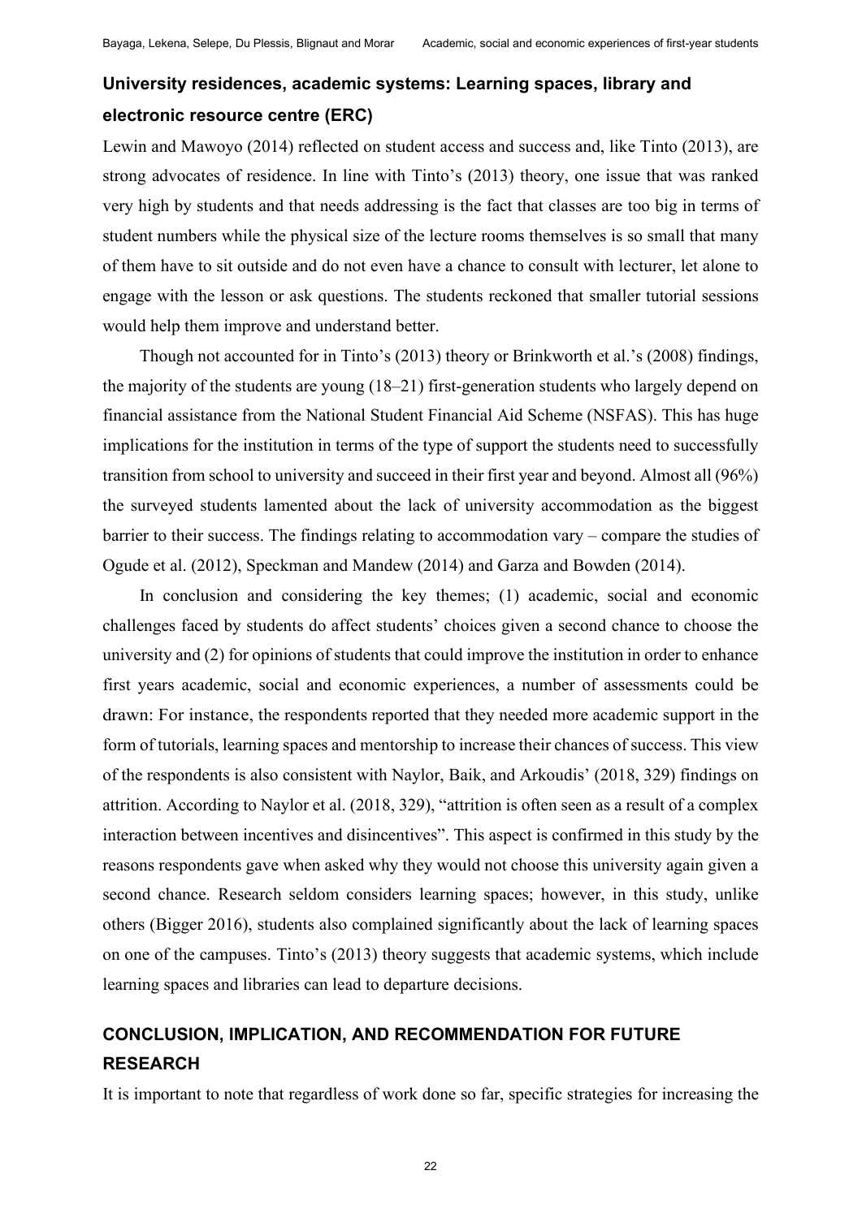### University residences, academic systems: Learning spaces, library and electronic resource centre (ERC)

Lewin and Mawoyo (2014) reflected on student access and success and, like Tinto (2013), are strong advocates of residence. In line with Tinto's (2013) theory, one issue that was ranked very high by students and that needs addressing is the fact that classes are too big in terms of student numbers while the physical size of the lecture rooms themselves is so small that many of them have to sit outside and do not even have a chance to consult with lecturer, let alone to engage with the lesson or ask questions. The students reckoned that smaller tutorial sessions would help them improve and understand better.

Though not accounted for in Tinto's (2013) theory or Brinkworth et al.'s (2008) findings, the majority of the students are young (18–21) first-generation students who largely depend on financial assistance from the National Student Financial Aid Scheme (NSFAS). This has huge implications for the institution in terms of the type of support the students need to successfully transition from school to university and succeed in their first year and beyond. Almost all (96%) the surveyed students lamented about the lack of university accommodation as the biggest barrier to their success. The findings relating to accommodation vary – compare the studies of Ogude et al. (2012), Speckman and Mandew (2014) and Garza and Bowden (2014).

In conclusion and considering the key themes; (1) academic, social and economic challenges faced by students do affect students' choices given a second chance to choose the university and (2) for opinions of students that could improve the institution in order to enhance first years academic, social and economic experiences, a number of assessments could be drawn: For instance, the respondents reported that they needed more academic support in the form of tutorials, learning spaces and mentorship to increase their chances of success. This view of the respondents is also consistent with Naylor, Baik, and Arkoudis' (2018, 329) findings on attrition. According to Naylor et al. (2018, 329), "attrition is often seen as a result of a complex interaction between incentives and disincentives". This aspect is confirmed in this study by the reasons respondents gave when asked why they would not choose this university again given a second chance. Research seldom considers learning spaces; however, in this study, unlike others (Bigger 2016), students also complained significantly about the lack of learning spaces on one of the campuses. Tinto's (2013) theory suggests that academic systems, which include learning spaces and libraries can lead to departure decisions.

## CONCLUSION, IMPLICATION, AND RECOMMENDATION FOR FUTURE RESEARCH

It is important to note that regardless of work done so far, specific strategies for increasing the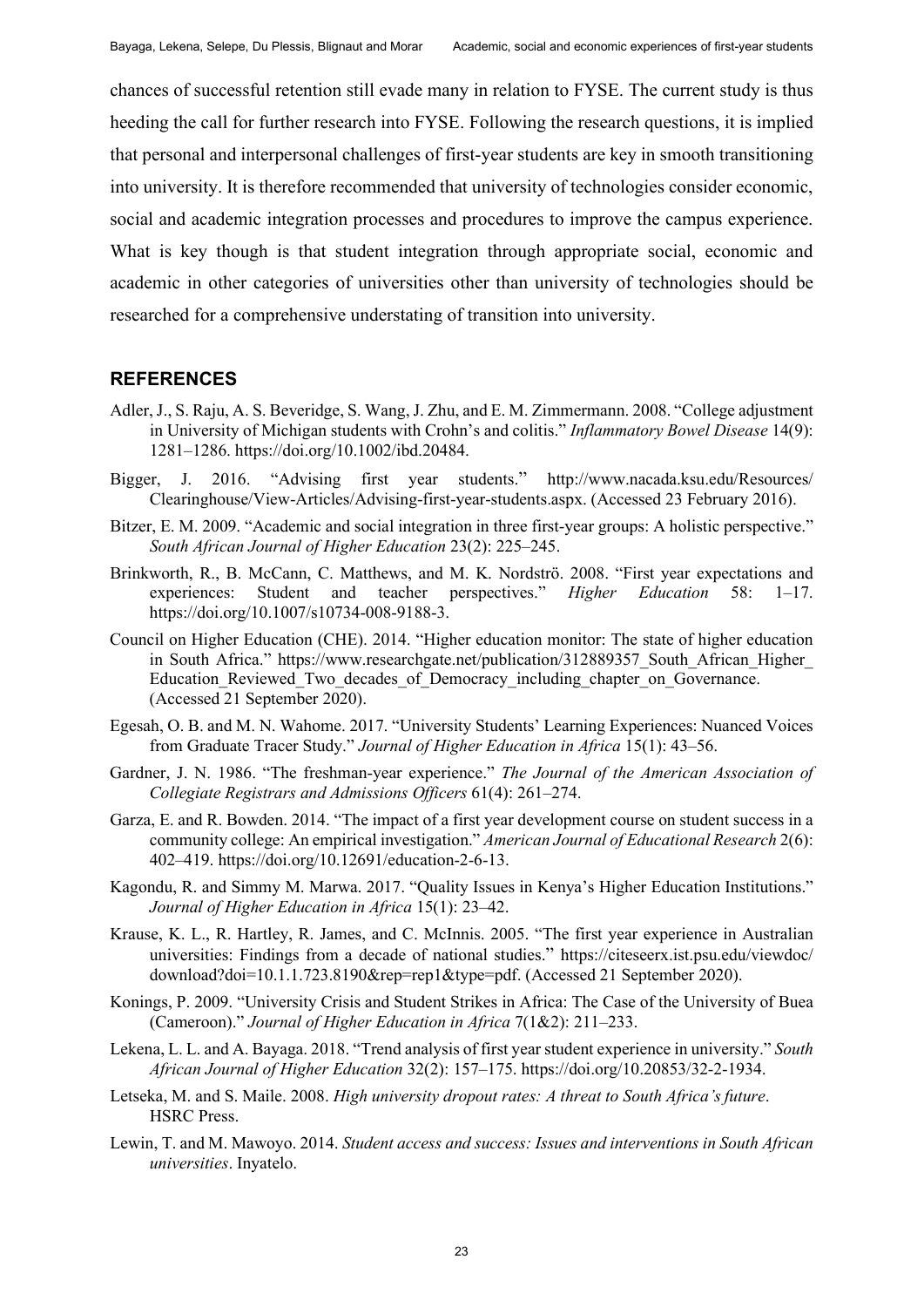chances of successful retention still evade many in relation to FYSE. The current study is thus heeding the call for further research into FYSE. Following the research questions, it is implied that personal and interpersonal challenges of first-year students are key in smooth transitioning into university. It is therefore recommended that university of technologies consider economic, social and academic integration processes and procedures to improve the campus experience. What is key though is that student integration through appropriate social, economic and academic in other categories of universities other than university of technologies should be researched for a comprehensive understating of transition into university.

## REFERENCES

Adler, J., S. Raju, A. S. Beveridge, S. Wang, J. Zhu, and E. M. Zimmermann. 2008. "College adjustment in University of Michigan students with Crohn's and colitis." *Inflammatory Bowel Disease* 14(9): 1281–1286. https://doi.org/10.1002/ibd.20484.

Bigger, J. 2016. "Advising first year students." http://www.nacada.ksu.edu/Resources/Clearinghouse/View-Articles/Advising-first-year-students.aspx. (Accessed 23 February 2016).

Bitzer, E. M. 2009. "Academic and social integration in three first-year groups: A holistic perspective." *South African Journal of Higher Education* 23(2): 225–245.

Brinkworth, R., B. McCann, C. Matthews, and M. K. Nordströ. 2008. "First year expectations and experiences: Student and teacher perspectives." *Higher Education* 58: 1–17. https://doi.org/10.1007/s10734-008-9188-3.

Council on Higher Education (CHE). 2014. "Higher education monitor: The state of higher education in South Africa." https://www.researchgate.net/publication/312889357_South_African_Higher_Education_Reviewed_Two_decades_of_Democracy_including_chapter_on_Governance. (Accessed 21 September 2020).

Egesah, O. B. and M. N. Wahome. 2017. "University Students' Learning Experiences: Nuanced Voices from Graduate Tracer Study." *Journal of Higher Education in Africa* 15(1): 43–56.

Gardner, J. N. 1986. "The freshman-year experience." *The Journal of the American Association of Collegiate Registrars and Admissions Officers* 61(4): 261–274.

Garza, E. and R. Bowden. 2014. "The impact of a first year development course on student success in a community college: An empirical investigation." *American Journal of Educational Research* 2(6): 402–419. https://doi.org/10.12691/education-2-6-13.

Kagondu, R. and Simmy M. Marwa. 2017. "Quality Issues in Kenya's Higher Education Institutions." *Journal of Higher Education in Africa* 15(1): 23–42.

Krause, K. L., R. Hartley, R. James, and C. McInnis. 2005. "The first year experience in Australian universities: Findings from a decade of national studies." https://citeseerx.ist.psu.edu/viewdoc/download?doi=10.1.1.723.8190&rep=rep1&type=pdf. (Accessed 21 September 2020).

Konings, P. 2009. "University Crisis and Student Strikes in Africa: The Case of the University of Buea (Cameroon)." *Journal of Higher Education in Africa* 7(1&2): 211–233.

Lekena, L. L. and A. Bayaga. 2018. "Trend analysis of first year student experience in university." *South African Journal of Higher Education* 32(2): 157–175. https://doi.org/10.20853/32-2-1934.

Letseka, M. and S. Maile. 2008. *High university dropout rates: A threat to South Africa's future*. HSRC Press.

Lewin, T. and M. Mawoyo. 2014. *Student access and success: Issues and interventions in South African universities*. Inyatelo.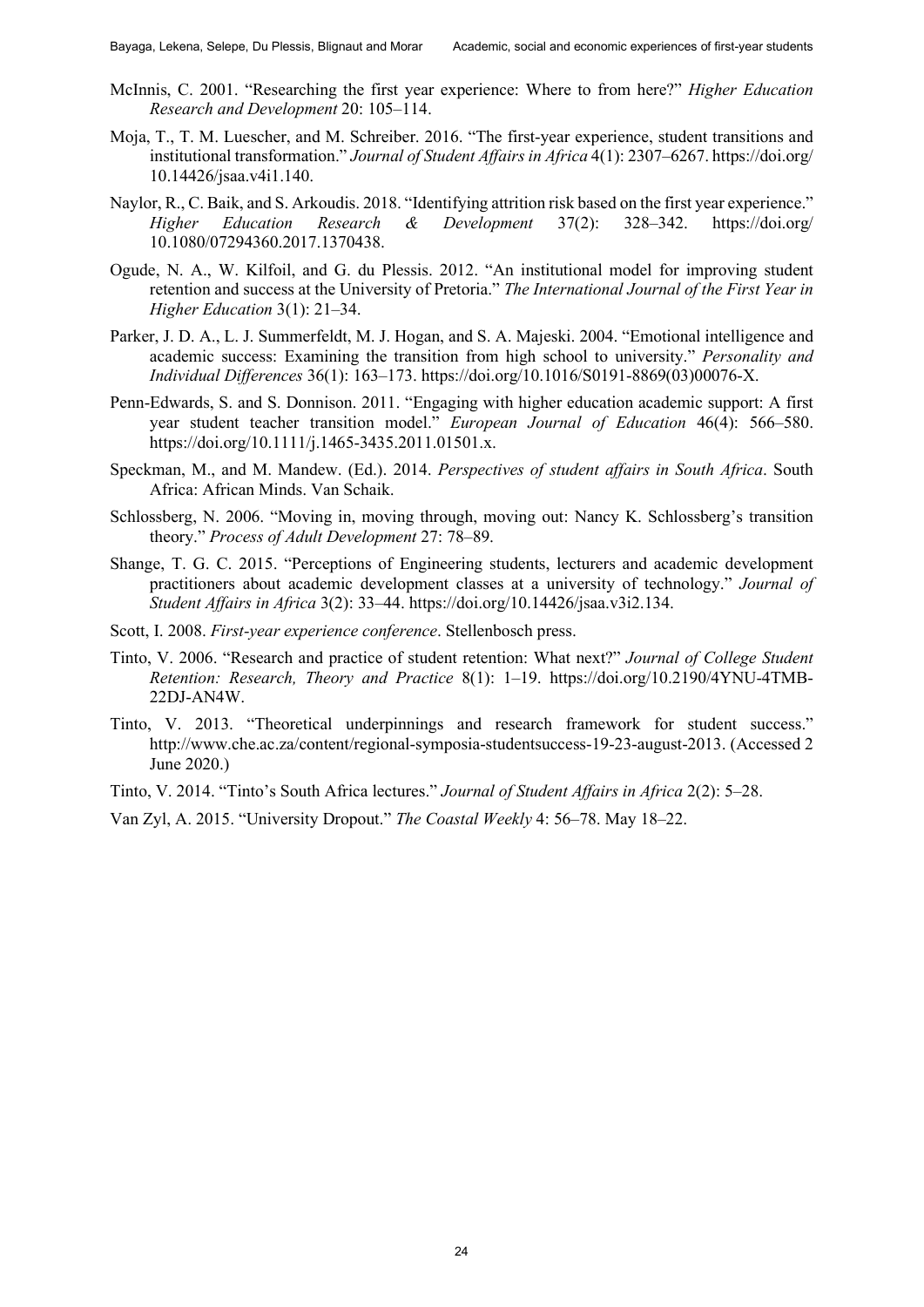McInnis, C. 2001. "Researching the first year experience: Where to from here?" *Higher Education Research and Development* 20: 105–114.

Moja, T., T. M. Luescher, and M. Schreiber. 2016. "The first-year experience, student transitions and institutional transformation." *Journal of Student Affairs in Africa* 4(1): 2307–6267. https://doi.org/10.14426/jsaa.v4i1.140.

Naylor, R., C. Baik, and S. Arkoudis. 2018. "Identifying attrition risk based on the first year experience." *Higher Education Research & Development* 37(2): 328–342. https://doi.org/10.1080/07294360.2017.1370438.

Ogude, N. A., W. Kilfoil, and G. du Plessis. 2012. "An institutional model for improving student retention and success at the University of Pretoria." *The International Journal of the First Year in Higher Education* 3(1): 21–34.

Parker, J. D. A., L. J. Summerfeldt, M. J. Hogan, and S. A. Majeski. 2004. "Emotional intelligence and academic success: Examining the transition from high school to university." *Personality and Individual Differences* 36(1): 163–173. https://doi.org/10.1016/S0191-8869(03)00076-X.

Penn-Edwards, S. and S. Donnison. 2011. "Engaging with higher education academic support: A first year student teacher transition model." *European Journal of Education* 46(4): 566–580. https://doi.org/10.1111/j.1465-3435.2011.01501.x.

Speckman, M., and M. Mandew. (Ed.). 2014. *Perspectives of student affairs in South Africa*. South Africa: African Minds. Van Schaik.

Schlossberg, N. 2006. "Moving in, moving through, moving out: Nancy K. Schlossberg's transition theory." *Process of Adult Development* 27: 78–89.

Shange, T. G. C. 2015. "Perceptions of Engineering students, lecturers and academic development practitioners about academic development classes at a university of technology." *Journal of Student Affairs in Africa* 3(2): 33–44. https://doi.org/10.14426/jsaa.v3i2.134.

Scott, I. 2008. *First-year experience conference*. Stellenbosch press.

Tinto, V. 2006. "Research and practice of student retention: What next?" *Journal of College Student Retention: Research, Theory and Practice* 8(1): 1–19. https://doi.org/10.2190/4YNU-4TMB-22DJ-AN4W.

Tinto, V. 2013. "Theoretical underpinnings and research framework for student success." http://www.che.ac.za/content/regional-symposia-studentsuccess-19-23-august-2013. (Accessed 2 June 2020.)

Tinto, V. 2014. "Tinto's South Africa lectures." *Journal of Student Affairs in Africa* 2(2): 5–28.

Van Zyl, A. 2015. "University Dropout." *The Coastal Weekly* 4: 56–78. May 18–22.